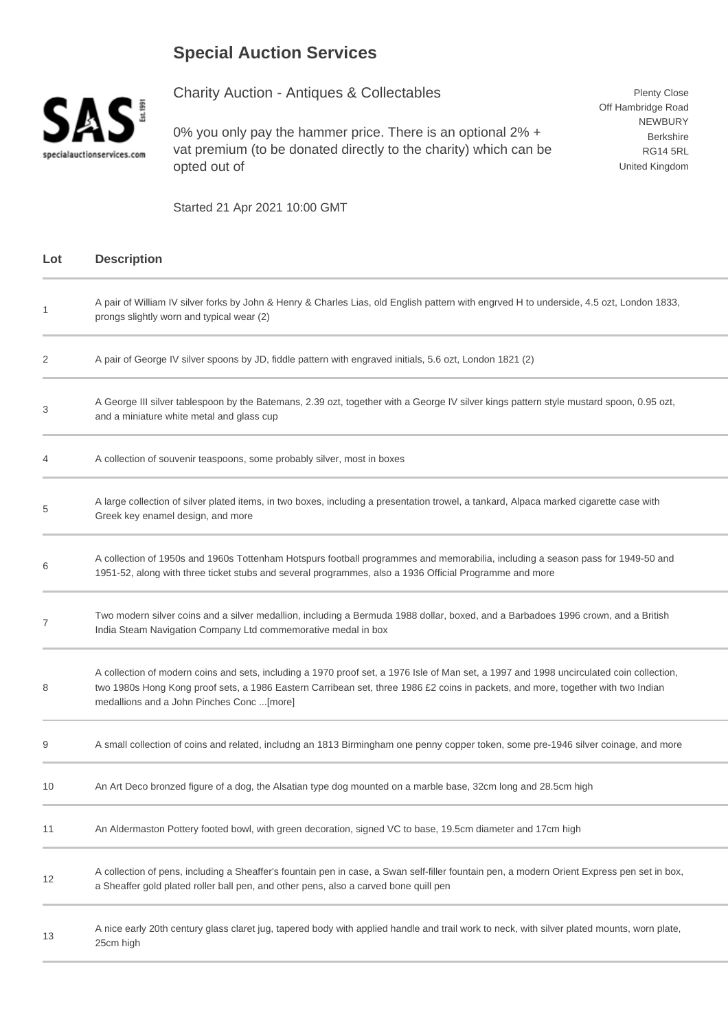# Special Auction Services

Charity Auction - Antiques & Collectables

0% you only pay the hammer price. There is an optional 2% + vat premium (to be donated directly to the charity) which can be opted out of

Started 21 Apr 2021 10:00 GMT

Plenty Close
Off Hambridge Road
NEWBURY
Berkshire
RG14 5RL
United Kingdom

| Lot | Description |
|---|---|
| 1 | A pair of William IV silver forks by John & Henry & Charles Lias, old English pattern with engrved H to underside, 4.5 ozt, London 1833, prongs slightly worn and typical wear (2) |
| 2 | A pair of George IV silver spoons by JD, fiddle pattern with engraved initials, 5.6 ozt, London 1821 (2) |
| 3 | A George III silver tablespoon by the Batemans, 2.39 ozt, together with a George IV silver kings pattern style mustard spoon, 0.95 ozt, and a miniature white metal and glass cup |
| 4 | A collection of souvenir teaspoons, some probably silver, most in boxes |
| 5 | A large collection of silver plated items, in two boxes, including a presentation trowel, a tankard, Alpaca marked cigarette case with Greek key enamel design, and more |
| 6 | A collection of 1950s and 1960s Tottenham Hotspurs football programmes and memorabilia, including a season pass for 1949-50 and 1951-52, along with three ticket stubs and several programmes, also a 1936 Official Programme and more |
| 7 | Two modern silver coins and a silver medallion, including a Bermuda 1988 dollar, boxed, and a Barbadoes 1996 crown, and a British India Steam Navigation Company Ltd commemorative medal in box |
| 8 | A collection of modern coins and sets, including a 1970 proof set, a 1976 Isle of Man set, a 1997 and 1998 uncirculated coin collection, two 1980s Hong Kong proof sets, a 1986 Eastern Carribean set, three 1986 £2 coins in packets, and more, together with two Indian medallions and a John Pinches Conc ...[more] |
| 9 | A small collection of coins and related, includng an 1813 Birmingham one penny copper token, some pre-1946 silver coinage, and more |
| 10 | An Art Deco bronzed figure of a dog, the Alsatian type dog mounted on a marble base, 32cm long and 28.5cm high |
| 11 | An Aldermaston Pottery footed bowl, with green decoration, signed VC to base, 19.5cm diameter and 17cm high |
| 12 | A collection of pens, including a Sheaffer's fountain pen in case, a Swan self-filler fountain pen, a modern Orient Express pen set in box, a Sheaffer gold plated roller ball pen, and other pens, also a carved bone quill pen |
| 13 | A nice early 20th century glass claret jug, tapered body with applied handle and trail work to neck, with silver plated mounts, worn plate, 25cm high |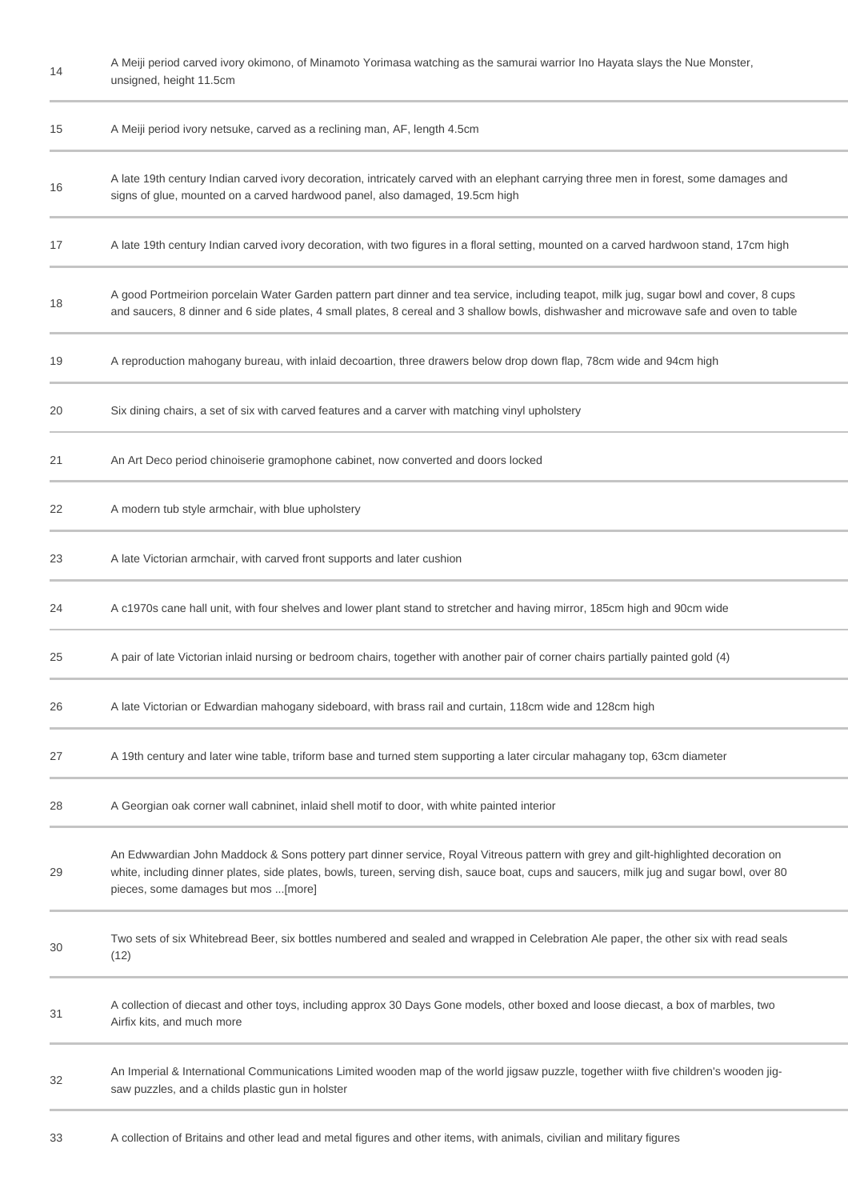| | |
|---|---|
| 14 | A Meiji period carved ivory okimono, of Minamoto Yorimasa watching as the samurai warrior Ino Hayata slays the Nue Monster, unsigned, height 11.5cm |
| 15 | A Meiji period ivory netsuke, carved as a reclining man, AF, length 4.5cm |
| 16 | A late 19th century Indian carved ivory decoration, intricately carved with an elephant carrying three men in forest, some damages and signs of glue, mounted on a carved hardwood panel, also damaged, 19.5cm high |
| 17 | A late 19th century Indian carved ivory decoration, with two figures in a floral setting, mounted on a carved hardwoon stand, 17cm high |
| 18 | A good Portmeirion porcelain Water Garden pattern part dinner and tea service, including teapot, milk jug, sugar bowl and cover, 8 cups and saucers, 8 dinner and 6 side plates, 4 small plates, 8 cereal and 3 shallow bowls, dishwasher and microwave safe and oven to table |
| 19 | A reproduction mahogany bureau, with inlaid decoartion, three drawers below drop down flap, 78cm wide and 94cm high |
| 20 | Six dining chairs, a set of six with carved features and a carver with matching vinyl upholstery |
| 21 | An Art Deco period chinoiserie gramophone cabinet, now converted and doors locked |
| 22 | A modern tub style armchair, with blue upholstery |
| 23 | A late Victorian armchair, with carved front supports and later cushion |
| 24 | A c1970s cane hall unit, with four shelves and lower plant stand to stretcher and having mirror, 185cm high and 90cm wide |
| 25 | A pair of late Victorian inlaid nursing or bedroom chairs, together with another pair of corner chairs partially painted gold (4) |
| 26 | A late Victorian or Edwardian mahogany sideboard, with brass rail and curtain, 118cm wide and 128cm high |
| 27 | A 19th century and later wine table, triform base and turned stem supporting a later circular mahagany top, 63cm diameter |
| 28 | A Georgian oak corner wall cabninet, inlaid shell motif to door, with white painted interior |
| 29 | An Edwwardian John Maddock & Sons pottery part dinner service, Royal Vitreous pattern with grey and gilt-highlighted decoration on white, including dinner plates, side plates, bowls, tureen, serving dish, sauce boat, cups and saucers, milk jug and sugar bowl, over 80 pieces, some damages but mos ...[more] |
| 30 | Two sets of six Whitebread Beer, six bottles numbered and sealed and wrapped in Celebration Ale paper, the other six with read seals (12) |
| 31 | A collection of diecast and other toys, including approx 30 Days Gone models, other boxed and loose diecast, a box of marbles, two Airfix kits, and much more |
| 32 | An Imperial & International Communications Limited wooden map of the world jigsaw puzzle, together wiith five children's wooden jig-saw puzzles, and a childs plastic gun in holster |
| 33 | A collection of Britains and other lead and metal figures and other items, with animals, civilian and military figures |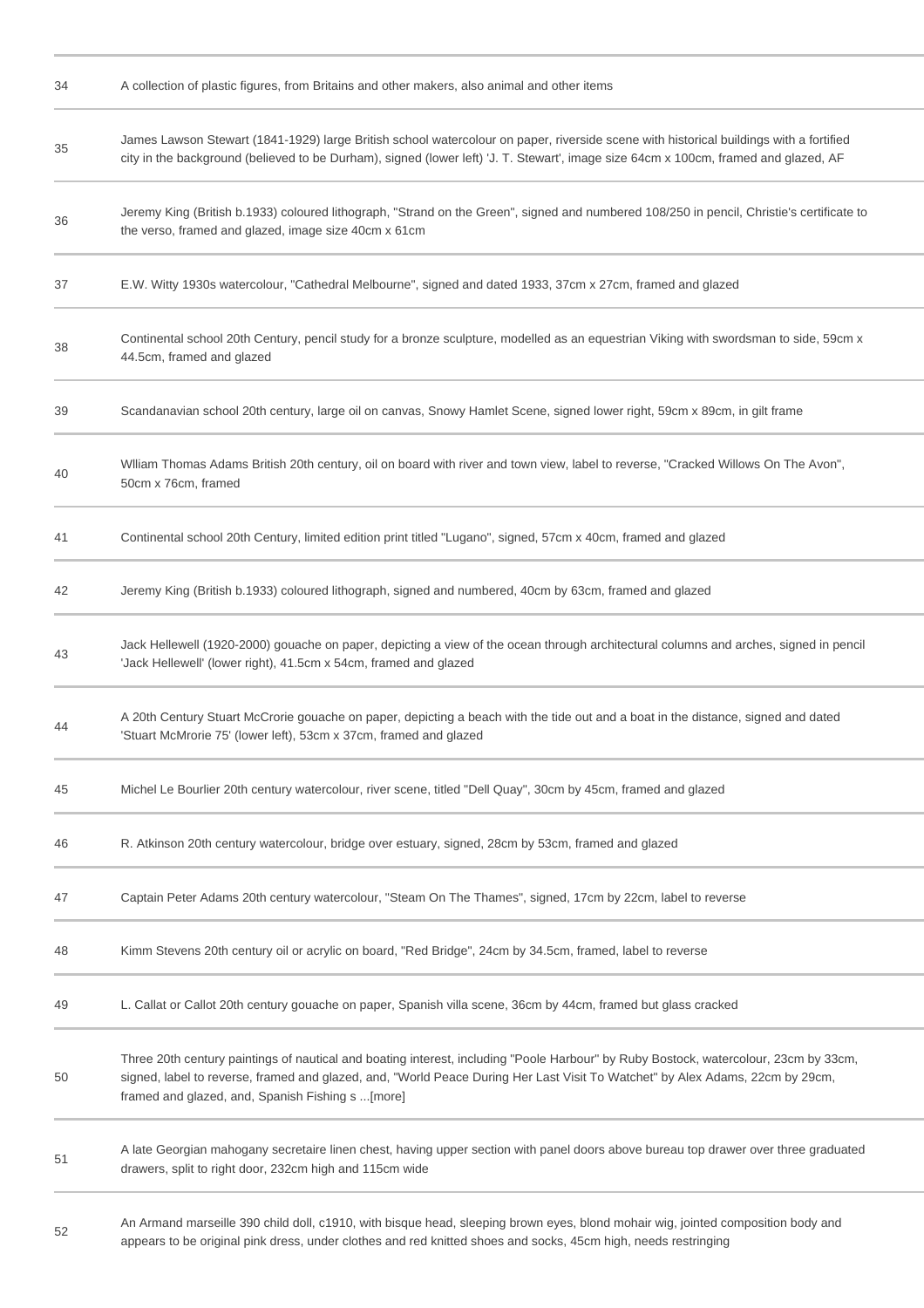| | |
|---|---|
| 34 | A collection of plastic figures, from Britains and other makers, also animal and other items |
| 35 | James Lawson Stewart (1841-1929) large British school watercolour on paper, riverside scene with historical buildings with a fortified city in the background (believed to be Durham), signed (lower left) 'J. T. Stewart', image size 64cm x 100cm, framed and glazed, AF |
| 36 | Jeremy King (British b.1933) coloured lithograph, "Strand on the Green", signed and numbered 108/250 in pencil, Christie's certificate to the verso, framed and glazed, image size 40cm x 61cm |
| 37 | E.W. Witty 1930s watercolour, "Cathedral Melbourne", signed and dated 1933, 37cm x 27cm, framed and glazed |
| 38 | Continental school 20th Century, pencil study for a bronze sculpture, modelled as an equestrian Viking with swordsman to side, 59cm x 44.5cm, framed and glazed |
| 39 | Scandanavian school 20th century, large oil on canvas, Snowy Hamlet Scene, signed lower right, 59cm x 89cm, in gilt frame |
| 40 | Wlliam Thomas Adams British 20th century, oil on board with river and town view, label to reverse, "Cracked Willows On The Avon", 50cm x 76cm, framed |
| 41 | Continental school 20th Century, limited edition print titled "Lugano", signed, 57cm x 40cm, framed and glazed |
| 42 | Jeremy King (British b.1933) coloured lithograph, signed and numbered, 40cm by 63cm, framed and glazed |
| 43 | Jack Hellewell (1920-2000) gouache on paper, depicting a view of the ocean through architectural columns and arches, signed in pencil 'Jack Hellewell' (lower right), 41.5cm x 54cm, framed and glazed |
| 44 | A 20th Century Stuart McCrorie gouache on paper, depicting a beach with the tide out and a boat in the distance, signed and dated 'Stuart McMrorie 75' (lower left), 53cm x 37cm, framed and glazed |
| 45 | Michel Le Bourlier 20th century watercolour, river scene, titled "Dell Quay", 30cm by 45cm, framed and glazed |
| 46 | R. Atkinson 20th century watercolour, bridge over estuary, signed, 28cm by 53cm, framed and glazed |
| 47 | Captain Peter Adams 20th century watercolour, "Steam On The Thames", signed, 17cm by 22cm, label to reverse |
| 48 | Kimm Stevens 20th century oil or acrylic on board, "Red Bridge", 24cm by 34.5cm, framed, label to reverse |
| 49 | L. Callat or Callot 20th century gouache on paper, Spanish villa scene, 36cm by 44cm, framed but glass cracked |
| 50 | Three 20th century paintings of nautical and boating interest, including "Poole Harbour" by Ruby Bostock, watercolour, 23cm by 33cm, signed, label to reverse, framed and glazed, and, "World Peace During Her Last Visit To Watchet" by Alex Adams, 22cm by 29cm, framed and glazed, and, Spanish Fishing s ...[more] |
| 51 | A late Georgian mahogany secretaire linen chest, having upper section with panel doors above bureau top drawer over three graduated drawers, split to right door, 232cm high and 115cm wide |
| 52 | An Armand marseille 390 child doll, c1910, with bisque head, sleeping brown eyes, blond mohair wig, jointed composition body and appears to be original pink dress, under clothes and red knitted shoes and socks, 45cm high, needs restringing |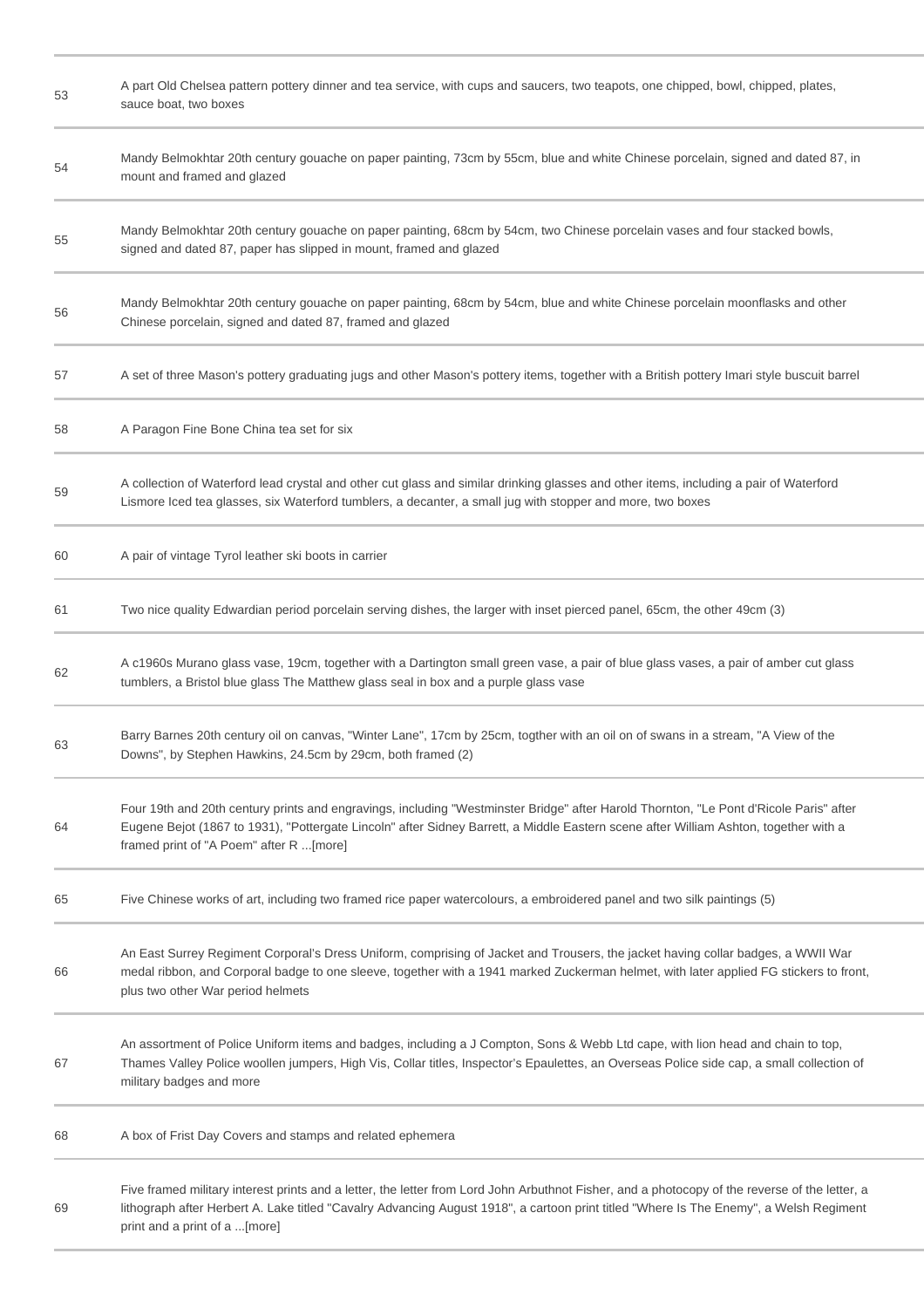| | |
|---|---|
| 53 | A part Old Chelsea pattern pottery dinner and tea service, with cups and saucers, two teapots, one chipped, bowl, chipped, plates, sauce boat, two boxes |
| 54 | Mandy Belmokhtar 20th century gouache on paper painting, 73cm by 55cm, blue and white Chinese porcelain, signed and dated 87, in mount and framed and glazed |
| 55 | Mandy Belmokhtar 20th century gouache on paper painting, 68cm by 54cm, two Chinese porcelain vases and four stacked bowls, signed and dated 87, paper has slipped in mount, framed and glazed |
| 56 | Mandy Belmokhtar 20th century gouache on paper painting, 68cm by 54cm, blue and white Chinese porcelain moonflasks and other Chinese porcelain, signed and dated 87, framed and glazed |
| 57 | A set of three Mason's pottery graduating jugs and other Mason's pottery items, together with a British pottery Imari style buscuit barrel |
| 58 | A Paragon Fine Bone China tea set for six |
| 59 | A collection of Waterford lead crystal and other cut glass and similar drinking glasses and other items, including a pair of Waterford Lismore Iced tea glasses, six Waterford tumblers, a decanter, a small jug with stopper and more, two boxes |
| 60 | A pair of vintage Tyrol leather ski boots in carrier |
| 61 | Two nice quality Edwardian period porcelain serving dishes, the larger with inset pierced panel, 65cm, the other 49cm (3) |
| 62 | A c1960s Murano glass vase, 19cm, together with a Dartington small green vase, a pair of blue glass vases, a pair of amber cut glass tumblers, a Bristol blue glass The Matthew glass seal in box and a purple glass vase |
| 63 | Barry Barnes 20th century oil on canvas, "Winter Lane", 17cm by 25cm, togther with an oil on of swans in a stream, "A View of the Downs", by Stephen Hawkins, 24.5cm by 29cm, both framed (2) |
| 64 | Four 19th and 20th century prints and engravings, including "Westminster Bridge" after Harold Thornton, "Le Pont d'Ricole Paris" after Eugene Bejot (1867 to 1931), "Pottergate Lincoln" after Sidney Barrett, a Middle Eastern scene after William Ashton, together with a framed print of "A Poem" after R ...[more] |
| 65 | Five Chinese works of art, including two framed rice paper watercolours, a embroidered panel and two silk paintings (5) |
| 66 | An East Surrey Regiment Corporal's Dress Uniform, comprising of Jacket and Trousers, the jacket having collar badges, a WWII War medal ribbon, and Corporal badge to one sleeve, together with a 1941 marked Zuckerman helmet, with later applied FG stickers to front, plus two other War period helmets |
| 67 | An assortment of Police Uniform items and badges, including a J Compton, Sons & Webb Ltd cape, with lion head and chain to top, Thames Valley Police woollen jumpers, High Vis, Collar titles, Inspector's Epaulettes, an Overseas Police side cap, a small collection of military badges and more |
| 68 | A box of Frist Day Covers and stamps and related ephemera |
| 69 | Five framed military interest prints and a letter, the letter from Lord John Arbuthnot Fisher, and a photocopy of the reverse of the letter, a lithograph after Herbert A. Lake titled "Cavalry Advancing August 1918", a cartoon print titled "Where Is The Enemy", a Welsh Regiment print and a print of a ...[more] |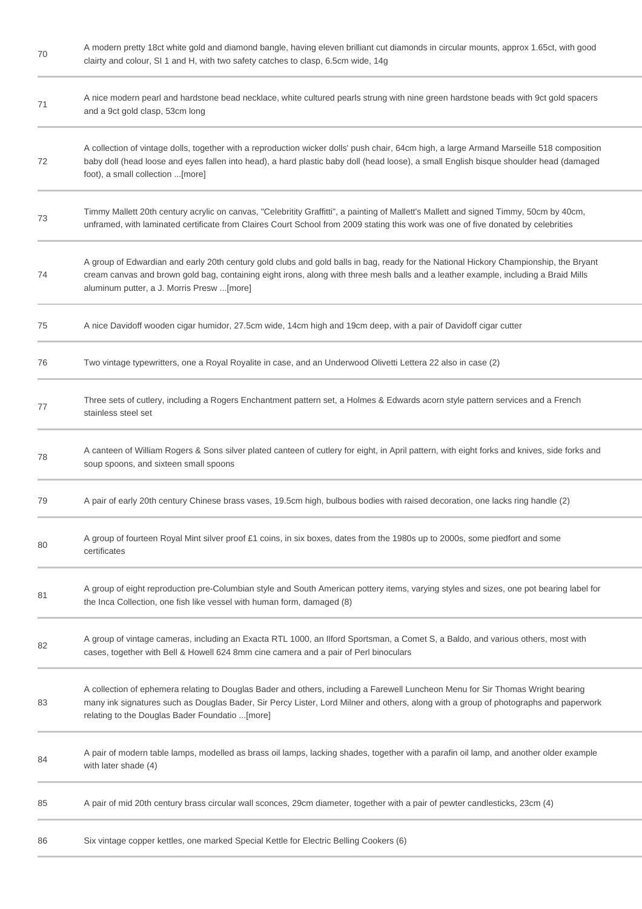| | |
|---|---|
| 70 | A modern pretty 18ct white gold and diamond bangle, having eleven brilliant cut diamonds in circular mounts, approx 1.65ct, with good clairty and colour, SI 1 and H, with two safety catches to clasp, 6.5cm wide, 14g |
| 71 | A nice modern pearl and hardstone bead necklace, white cultured pearls strung with nine green hardstone beads with 9ct gold spacers and a 9ct gold clasp, 53cm long |
| 72 | A collection of vintage dolls, together with a reproduction wicker dolls' push chair, 64cm high, a large Armand Marseille 518 composition baby doll (head loose and eyes fallen into head), a hard plastic baby doll (head loose), a small English bisque shoulder head (damaged foot), a small collection ...[more] |
| 73 | Timmy Mallett 20th century acrylic on canvas, "Celebritity Graffitti", a painting of Mallett's Mallett and signed Timmy, 50cm by 40cm, unframed, with laminated certificate from Claires Court School from 2009 stating this work was one of five donated by celebrities |
| 74 | A group of Edwardian and early 20th century gold clubs and gold balls in bag, ready for the National Hickory Championship, the Bryant cream canvas and brown gold bag, containing eight irons, along with three mesh balls and a leather example, including a Braid Mills aluminum putter, a J. Morris Presw ...[more] |
| 75 | A nice Davidoff wooden cigar humidor, 27.5cm wide, 14cm high and 19cm deep, with a pair of Davidoff cigar cutter |
| 76 | Two vintage typewritters, one a Royal Royalite in case, and an Underwood Olivetti Lettera 22 also in case (2) |
| 77 | Three sets of cutlery, including a Rogers Enchantment pattern set, a Holmes & Edwards acorn style pattern services and a French stainless steel set |
| 78 | A canteen of William Rogers & Sons silver plated canteen of cutlery for eight, in April pattern, with eight forks and knives, side forks and soup spoons, and sixteen small spoons |
| 79 | A pair of early 20th century Chinese brass vases, 19.5cm high, bulbous bodies with raised decoration, one lacks ring handle (2) |
| 80 | A group of fourteen Royal Mint silver proof £1 coins, in six boxes, dates from the 1980s up to 2000s, some piedfort and some certificates |
| 81 | A group of eight reproduction pre-Columbian style and South American pottery items, varying styles and sizes, one pot bearing label for the Inca Collection, one fish like vessel with human form, damaged (8) |
| 82 | A group of vintage cameras, including an Exacta RTL 1000, an Ilford Sportsman, a Comet S, a Baldo, and various others, most with cases, together with Bell & Howell 624 8mm cine camera and a pair of Perl binoculars |
| 83 | A collection of ephemera relating to Douglas Bader and others, including a Farewell Luncheon Menu for Sir Thomas Wright bearing many ink signatures such as Douglas Bader, Sir Percy Lister, Lord Milner and others, along with a group of photographs and paperwork relating to the Douglas Bader Foundatio ...[more] |
| 84 | A pair of modern table lamps, modelled as brass oil lamps, lacking shades, together with a parafin oil lamp, and another older example with later shade (4) |
| 85 | A pair of mid 20th century brass circular wall sconces, 29cm diameter, together with a pair of pewter candlesticks, 23cm (4) |
| 86 | Six vintage copper kettles, one marked Special Kettle for Electric Belling Cookers (6) |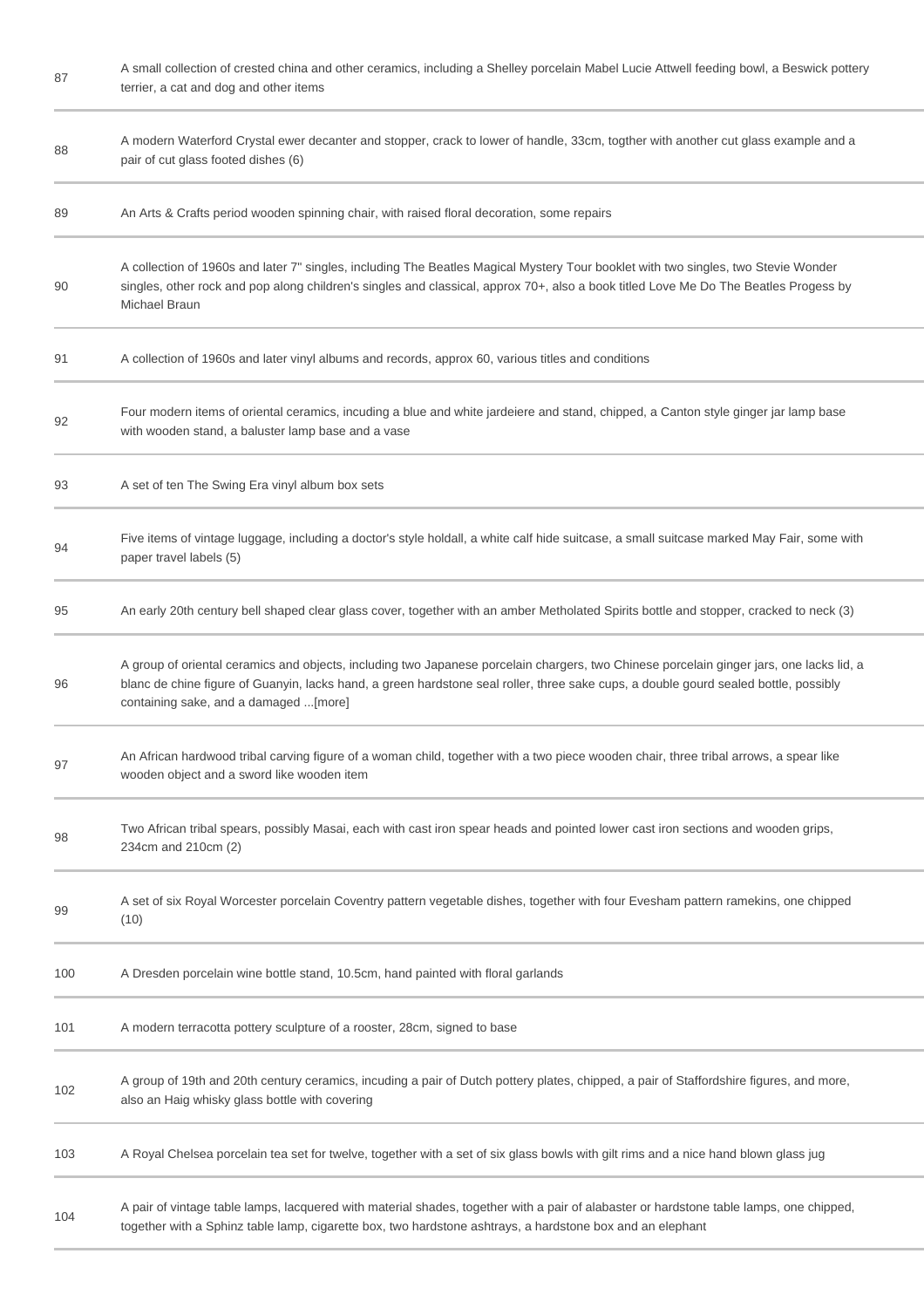| | |
|---|---|
| 87 | A small collection of crested china and other ceramics, including a Shelley porcelain Mabel Lucie Attwell feeding bowl, a Beswick pottery terrier, a cat and dog and other items |
| 88 | A modern Waterford Crystal ewer decanter and stopper, crack to lower of handle, 33cm, togther with another cut glass example and a pair of cut glass footed dishes (6) |
| 89 | An Arts & Crafts period wooden spinning chair, with raised floral decoration, some repairs |
| 90 | A collection of 1960s and later 7" singles, including The Beatles Magical Mystery Tour booklet with two singles, two Stevie Wonder singles, other rock and pop along children's singles and classical, approx 70+, also a book titled Love Me Do The Beatles Progess by Michael Braun |
| 91 | A collection of 1960s and later vinyl albums and records, approx 60, various titles and conditions |
| 92 | Four modern items of oriental ceramics, incuding a blue and white jardeiere and stand, chipped, a Canton style ginger jar lamp base with wooden stand, a baluster lamp base and a vase |
| 93 | A set of ten The Swing Era vinyl album box sets |
| 94 | Five items of vintage luggage, including a doctor's style holdall, a white calf hide suitcase, a small suitcase marked May Fair, some with paper travel labels (5) |
| 95 | An early 20th century bell shaped clear glass cover, together with an amber Metholated Spirits bottle and stopper, cracked to neck (3) |
| 96 | A group of oriental ceramics and objects, including two Japanese porcelain chargers, two Chinese porcelain ginger jars, one lacks lid, a blanc de chine figure of Guanyin, lacks hand, a green hardstone seal roller, three sake cups, a double gourd sealed bottle, possibly containing sake, and a damaged ...[more] |
| 97 | An African hardwood tribal carving figure of a woman child, together with a two piece wooden chair, three tribal arrows, a spear like wooden object and a sword like wooden item |
| 98 | Two African tribal spears, possibly Masai, each with cast iron spear heads and pointed lower cast iron sections and wooden grips, 234cm and 210cm (2) |
| 99 | A set of six Royal Worcester porcelain Coventry pattern vegetable dishes, together with four Evesham pattern ramekins, one chipped (10) |
| 100 | A Dresden porcelain wine bottle stand, 10.5cm, hand painted with floral garlands |
| 101 | A modern terracotta pottery sculpture of a rooster, 28cm, signed to base |
| 102 | A group of 19th and 20th century ceramics, incuding a pair of Dutch pottery plates, chipped, a pair of Staffordshire figures, and more, also an Haig whisky glass bottle with covering |
| 103 | A Royal Chelsea porcelain tea set for twelve, together with a set of six glass bowls with gilt rims and a nice hand blown glass jug |
| 104 | A pair of vintage table lamps, lacquered with material shades, together with a pair of alabaster or hardstone table lamps, one chipped, together with a Sphinz table lamp, cigarette box, two hardstone ashtrays, a hardstone box and an elephant |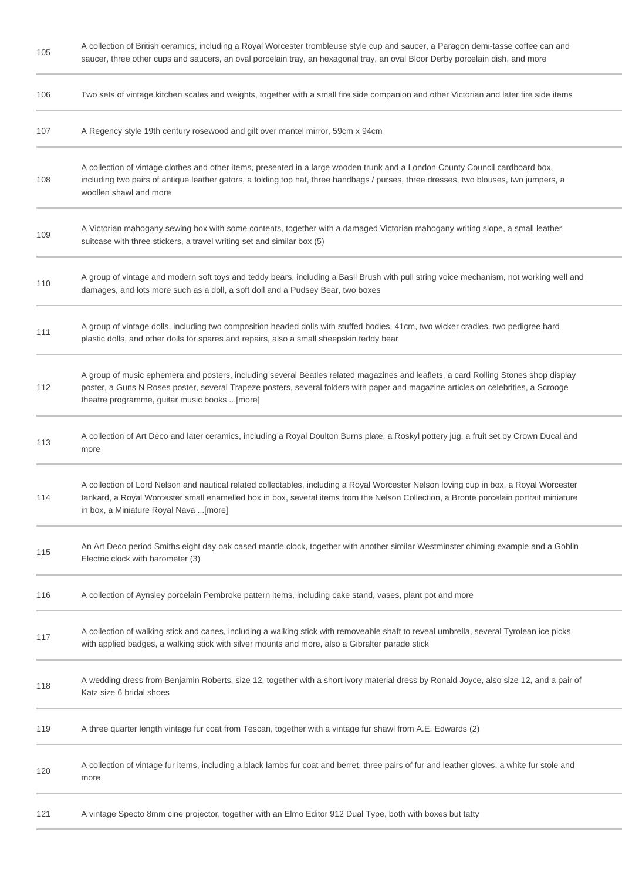| | |
|---|---|
| 105 | A collection of British ceramics, including a Royal Worcester trombleuse style cup and saucer, a Paragon demi-tasse coffee can and saucer, three other cups and saucers, an oval porcelain tray, an hexagonal tray, an oval Bloor Derby porcelain dish, and more |
| 106 | Two sets of vintage kitchen scales and weights, together with a small fire side companion and other Victorian and later fire side items |
| 107 | A Regency style 19th century rosewood and gilt over mantel mirror, 59cm x 94cm |
| 108 | A collection of vintage clothes and other items, presented in a large wooden trunk and a London County Council cardboard box, including two pairs of antique leather gators, a folding top hat, three handbags / purses, three dresses, two blouses, two jumpers, a woollen shawl and more |
| 109 | A Victorian mahogany sewing box with some contents, together with a damaged Victorian mahogany writing slope, a small leather suitcase with three stickers, a travel writing set and similar box (5) |
| 110 | A group of vintage and modern soft toys and teddy bears, including a Basil Brush with pull string voice mechanism, not working well and damages, and lots more such as a doll, a soft doll and a Pudsey Bear, two boxes |
| 111 | A group of vintage dolls, including two composition headed dolls with stuffed bodies, 41cm, two wicker cradles, two pedigree hard plastic dolls, and other dolls for spares and repairs, also a small sheepskin teddy bear |
| 112 | A group of music ephemera and posters, including several Beatles related magazines and leaflets, a card Rolling Stones shop display poster, a Guns N Roses poster, several Trapeze posters, several folders with paper and magazine articles on celebrities, a Scrooge theatre programme, guitar music books ...[more] |
| 113 | A collection of Art Deco and later ceramics, including a Royal Doulton Burns plate, a Roskyl pottery jug, a fruit set by Crown Ducal and more |
| 114 | A collection of Lord Nelson and nautical related collectables, including a Royal Worcester Nelson loving cup in box, a Royal Worcester tankard, a Royal Worcester small enamelled box in box, several items from the Nelson Collection, a Bronte porcelain portrait miniature in box, a Miniature Royal Nava ...[more] |
| 115 | An Art Deco period Smiths eight day oak cased mantle clock, together with another similar Westminster chiming example and a Goblin Electric clock with barometer (3) |
| 116 | A collection of Aynsley porcelain Pembroke pattern items, including cake stand, vases, plant pot and more |
| 117 | A collection of walking stick and canes, including a walking stick with removeable shaft to reveal umbrella, several Tyrolean ice picks with applied badges, a walking stick with silver mounts and more, also a Gibralter parade stick |
| 118 | A wedding dress from Benjamin Roberts, size 12, together with a short ivory material dress by Ronald Joyce, also size 12, and a pair of Katz size 6 bridal shoes |
| 119 | A three quarter length vintage fur coat from Tescan, together with a vintage fur shawl from A.E. Edwards (2) |
| 120 | A collection of vintage fur items, including a black lambs fur coat and berret, three pairs of fur and leather gloves, a white fur stole and more |
| 121 | A vintage Specto 8mm cine projector, together with an Elmo Editor 912 Dual Type, both with boxes but tatty |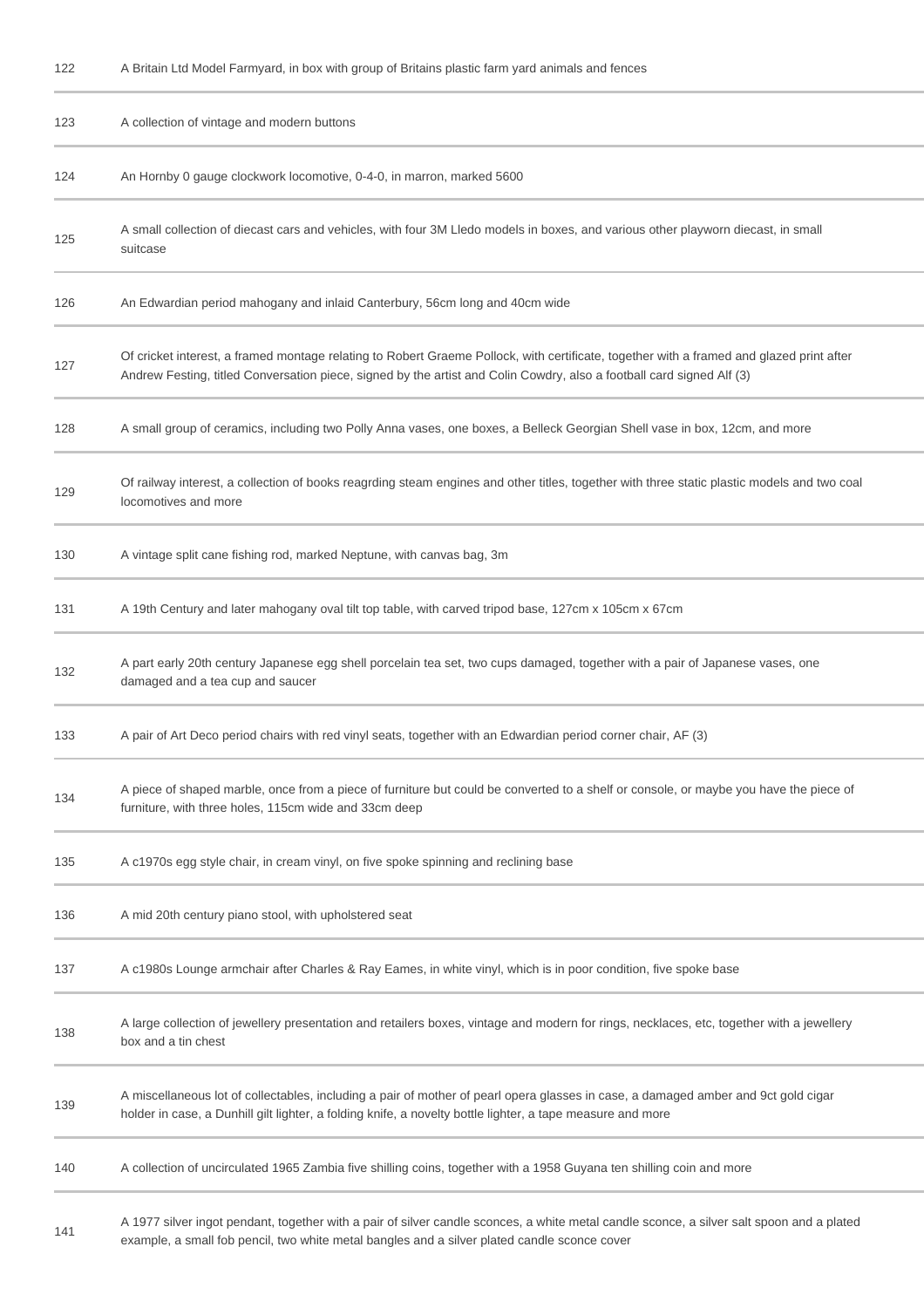| | |
|---|---|
| 122 | A Britain Ltd Model Farmyard, in box with group of Britains plastic farm yard animals and fences |
| 123 | A collection of vintage and modern buttons |
| 124 | An Hornby 0 gauge clockwork locomotive, 0-4-0, in marron, marked 5600 |
| 125 | A small collection of diecast cars and vehicles, with four 3M Lledo models in boxes, and various other playworn diecast, in small suitcase |
| 126 | An Edwardian period mahogany and inlaid Canterbury, 56cm long and 40cm wide |
| 127 | Of cricket interest, a framed montage relating to Robert Graeme Pollock, with certificate, together with a framed and glazed print after Andrew Festing, titled Conversation piece, signed by the artist and Colin Cowdry, also a football card signed Alf (3) |
| 128 | A small group of ceramics, including two Polly Anna vases, one boxes, a Belleck Georgian Shell vase in box, 12cm, and more |
| 129 | Of railway interest, a collection of books reagrding steam engines and other titles, together with three static plastic models and two coal locomotives and more |
| 130 | A vintage split cane fishing rod, marked Neptune, with canvas bag, 3m |
| 131 | A 19th Century and later mahogany oval tilt top table, with carved tripod base, 127cm x 105cm x 67cm |
| 132 | A part early 20th century Japanese egg shell porcelain tea set, two cups damaged, together with a pair of Japanese vases, one damaged and a tea cup and saucer |
| 133 | A pair of Art Deco period chairs with red vinyl seats, together with an Edwardian period corner chair, AF (3) |
| 134 | A piece of shaped marble, once from a piece of furniture but could be converted to a shelf or console, or maybe you have the piece of furniture, with three holes, 115cm wide and 33cm deep |
| 135 | A c1970s egg style chair, in cream vinyl, on five spoke spinning and reclining base |
| 136 | A mid 20th century piano stool, with upholstered seat |
| 137 | A c1980s Lounge armchair after Charles & Ray Eames, in white vinyl, which is in poor condition, five spoke base |
| 138 | A large collection of jewellery presentation and retailers boxes, vintage and modern for rings, necklaces, etc, together with a jewellery box and a tin chest |
| 139 | A miscellaneous lot of collectables, including a pair of mother of pearl opera glasses in case, a damaged amber and 9ct gold cigar holder in case, a Dunhill gilt lighter, a folding knife, a novelty bottle lighter, a tape measure and more |
| 140 | A collection of uncirculated 1965 Zambia five shilling coins, together with a 1958 Guyana ten shilling coin and more |
| 141 | A 1977 silver ingot pendant, together with a pair of silver candle sconces, a white metal candle sconce, a silver salt spoon and a plated example, a small fob pencil, two white metal bangles and a silver plated candle sconce cover |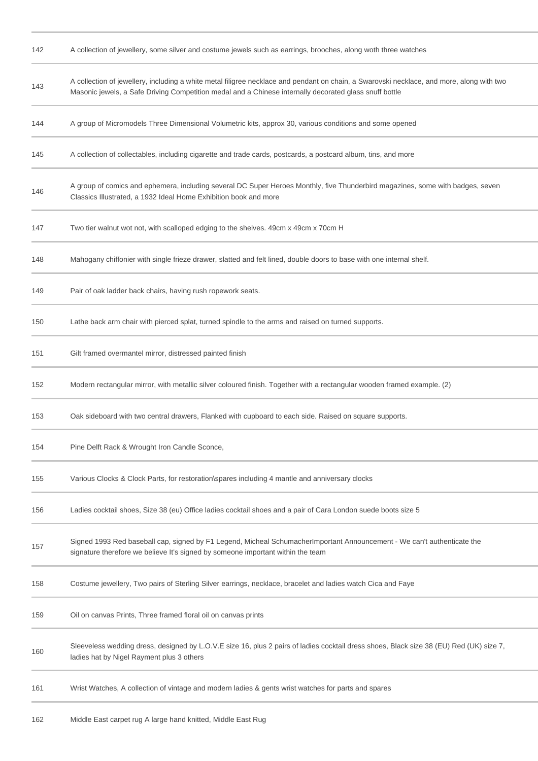| | |
|---|---|
| 142 | A collection of jewellery, some silver and costume jewels such as earrings, brooches, along woth three watches |
| 143 | A collection of jewellery, including a white metal filigree necklace and pendant on chain, a Swarovski necklace, and more, along with two Masonic jewels, a Safe Driving Competition medal and a Chinese internally decorated glass snuff bottle |
| 144 | A group of Micromodels Three Dimensional Volumetric kits, approx 30, various conditions and some opened |
| 145 | A collection of collectables, including cigarette and trade cards, postcards, a postcard album, tins, and more |
| 146 | A group of comics and ephemera, including several DC Super Heroes Monthly, five Thunderbird magazines, some with badges, seven Classics Illustrated, a 1932 Ideal Home Exhibition book and more |
| 147 | Two tier walnut wot not, with scalloped edging to the shelves. 49cm x 49cm x 70cm H |
| 148 | Mahogany chiffonier with single frieze drawer, slatted and felt lined, double doors to base with one internal shelf. |
| 149 | Pair of oak ladder back chairs, having rush ropework seats. |
| 150 | Lathe back arm chair with pierced splat, turned spindle to the arms and raised on turned supports. |
| 151 | Gilt framed overmantel mirror, distressed painted finish |
| 152 | Modern rectangular mirror, with metallic silver coloured finish. Together with a rectangular wooden framed example. (2) |
| 153 | Oak sideboard with two central drawers, Flanked with cupboard to each side. Raised on square supports. |
| 154 | Pine Delft Rack & Wrought Iron Candle Sconce, |
| 155 | Various Clocks & Clock Parts, for restoration\spares including 4 mantle and anniversary clocks |
| 156 | Ladies cocktail shoes, Size 38 (eu) Office ladies cocktail shoes and a pair of Cara London suede boots size 5 |
| 157 | Signed 1993 Red baseball cap, signed by F1 Legend, Micheal SchumacherImportant Announcement - We can't authenticate the signature therefore we believe It's signed by someone important within the team |
| 158 | Costume jewellery, Two pairs of Sterling Silver earrings, necklace, bracelet and ladies watch Cica and Faye |
| 159 | Oil on canvas Prints, Three framed floral oil on canvas prints |
| 160 | Sleeveless wedding dress, designed by L.O.V.E size 16, plus 2 pairs of ladies cocktail dress shoes, Black size 38 (EU) Red (UK) size 7, ladies hat by Nigel Rayment plus 3 others |
| 161 | Wrist Watches, A collection of vintage and modern ladies & gents wrist watches for parts and spares |
| 162 | Middle East carpet rug A large hand knitted, Middle East Rug |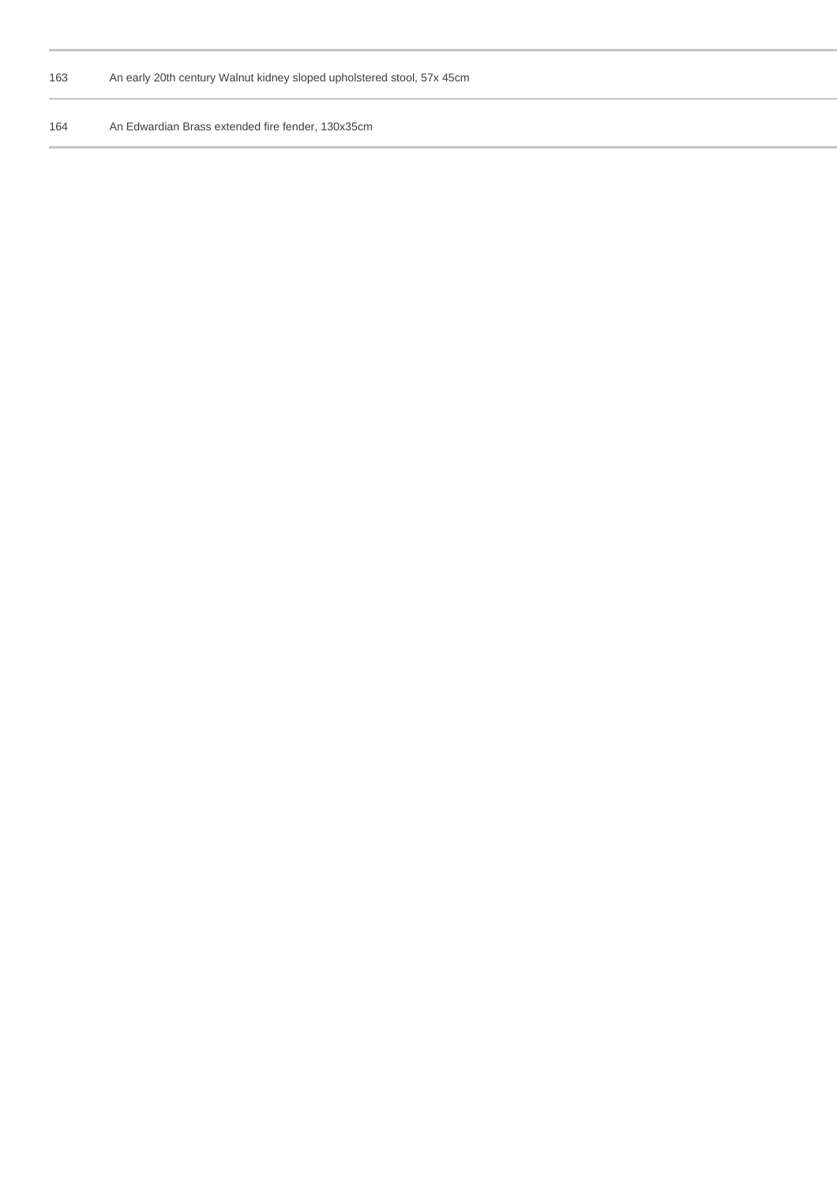| | |
|---|---|
| 163 | An early 20th century Walnut kidney sloped upholstered stool, 57x 45cm |
| 164 | An Edwardian Brass extended fire fender, 130x35cm |